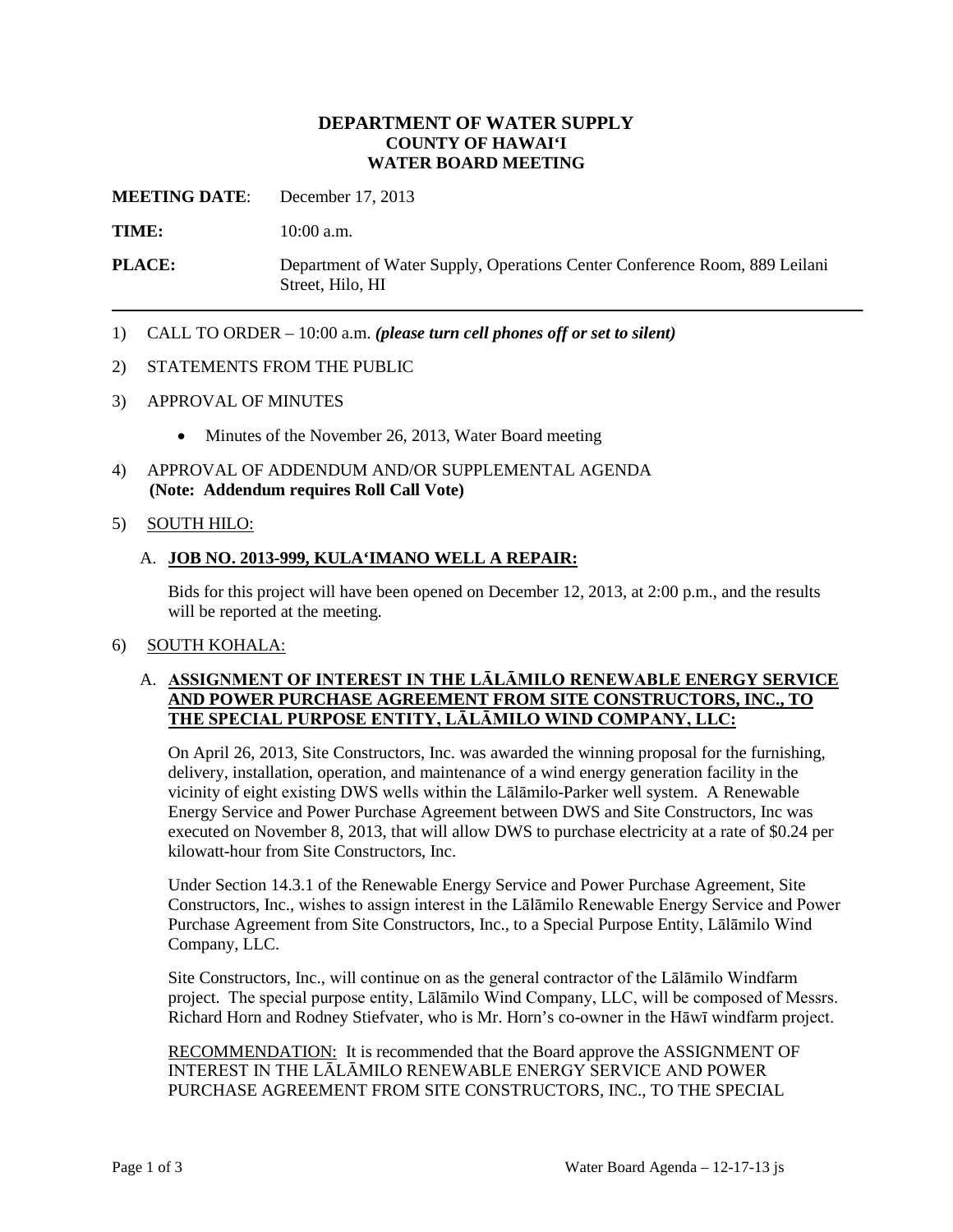# DEPARTMENT OF WATER SUPPLY
## COUNTY OF HAWAI'I
## WATER BOARD MEETING

**MEETING DATE**: December 17, 2013

**TIME:** 10:00 a.m.

**PLACE:** Department of Water Supply, Operations Center Conference Room, 889 Leilani Street, Hilo, HI

---

1) CALL TO ORDER – 10:00 a.m. ***(please turn cell phones off or set to silent)***

2) STATEMENTS FROM THE PUBLIC

3) APPROVAL OF MINUTES

   - Minutes of the November 26, 2013, Water Board meeting

4) APPROVAL OF ADDENDUM AND/OR SUPPLEMENTAL AGENDA
   **(Note: Addendum requires Roll Call Vote)**

5) <u>SOUTH HILO:</u>

   A. **<u>JOB NO. 2013-999, KULA'IMANO WELL A REPAIR:</u>**

   Bids for this project will have been opened on December 12, 2013, at 2:00 p.m., and the results will be reported at the meeting.

6) <u>SOUTH KOHALA:</u>

   A. **<u>ASSIGNMENT OF INTEREST IN THE LĀLĀMILO RENEWABLE ENERGY SERVICE AND POWER PURCHASE AGREEMENT FROM SITE CONSTRUCTORS, INC., TO THE SPECIAL PURPOSE ENTITY, LĀLĀMILO WIND COMPANY, LLC:</u>**

   On April 26, 2013, Site Constructors, Inc. was awarded the winning proposal for the furnishing, delivery, installation, operation, and maintenance of a wind energy generation facility in the vicinity of eight existing DWS wells within the Lālāmilo-Parker well system. A Renewable Energy Service and Power Purchase Agreement between DWS and Site Constructors, Inc was executed on November 8, 2013, that will allow DWS to purchase electricity at a rate of $0.24 per kilowatt-hour from Site Constructors, Inc.

   Under Section 14.3.1 of the Renewable Energy Service and Power Purchase Agreement, Site Constructors, Inc., wishes to assign interest in the Lālāmilo Renewable Energy Service and Power Purchase Agreement from Site Constructors, Inc., to a Special Purpose Entity, Lālāmilo Wind Company, LLC.

   Site Constructors, Inc., will continue on as the general contractor of the Lālāmilo Windfarm project. The special purpose entity, Lālāmilo Wind Company, LLC, will be composed of Messrs. Richard Horn and Rodney Stiefvater, who is Mr. Horn's co-owner in the Hāwī windfarm project.

   <u>RECOMMENDATION:</u> It is recommended that the Board approve the ASSIGNMENT OF INTEREST IN THE LĀLĀMILO RENEWABLE ENERGY SERVICE AND POWER PURCHASE AGREEMENT FROM SITE CONSTRUCTORS, INC., TO THE SPECIAL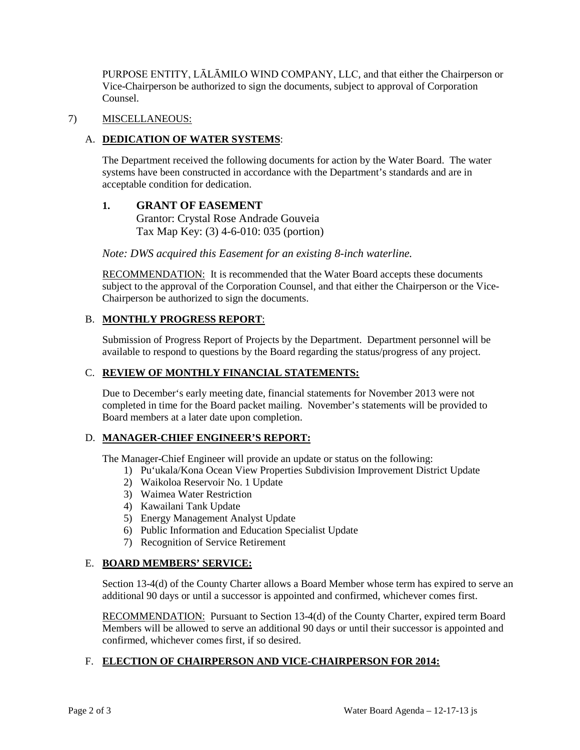PURPOSE ENTITY, LĀLĀMILO WIND COMPANY, LLC, and that either the Chairperson or Vice-Chairperson be authorized to sign the documents, subject to approval of Corporation Counsel.

7) MISCELLANEOUS:

A. **DEDICATION OF WATER SYSTEMS**:

The Department received the following documents for action by the Water Board. The water systems have been constructed in accordance with the Department's standards and are in acceptable condition for dedication.

**1. GRANT OF EASEMENT**
Grantor: Crystal Rose Andrade Gouveia
Tax Map Key: (3) 4-6-010: 035 (portion)

*Note: DWS acquired this Easement for an existing 8-inch waterline.*

RECOMMENDATION: It is recommended that the Water Board accepts these documents subject to the approval of the Corporation Counsel, and that either the Chairperson or the Vice-Chairperson be authorized to sign the documents.

B. **MONTHLY PROGRESS REPORT**:

Submission of Progress Report of Projects by the Department. Department personnel will be available to respond to questions by the Board regarding the status/progress of any project.

C. **REVIEW OF MONTHLY FINANCIAL STATEMENTS:**

Due to December's early meeting date, financial statements for November 2013 were not completed in time for the Board packet mailing. November's statements will be provided to Board members at a later date upon completion.

D. **MANAGER-CHIEF ENGINEER'S REPORT:**

The Manager-Chief Engineer will provide an update or status on the following:

1) Pu'ukala/Kona Ocean View Properties Subdivision Improvement District Update
2) Waikoloa Reservoir No. 1 Update
3) Waimea Water Restriction
4) Kawailani Tank Update
5) Energy Management Analyst Update
6) Public Information and Education Specialist Update
7) Recognition of Service Retirement

E. **BOARD MEMBERS' SERVICE:**

Section 13-4(d) of the County Charter allows a Board Member whose term has expired to serve an additional 90 days or until a successor is appointed and confirmed, whichever comes first.

RECOMMENDATION: Pursuant to Section 13-4(d) of the County Charter, expired term Board Members will be allowed to serve an additional 90 days or until their successor is appointed and confirmed, whichever comes first, if so desired.

F. **ELECTION OF CHAIRPERSON AND VICE-CHAIRPERSON FOR 2014:**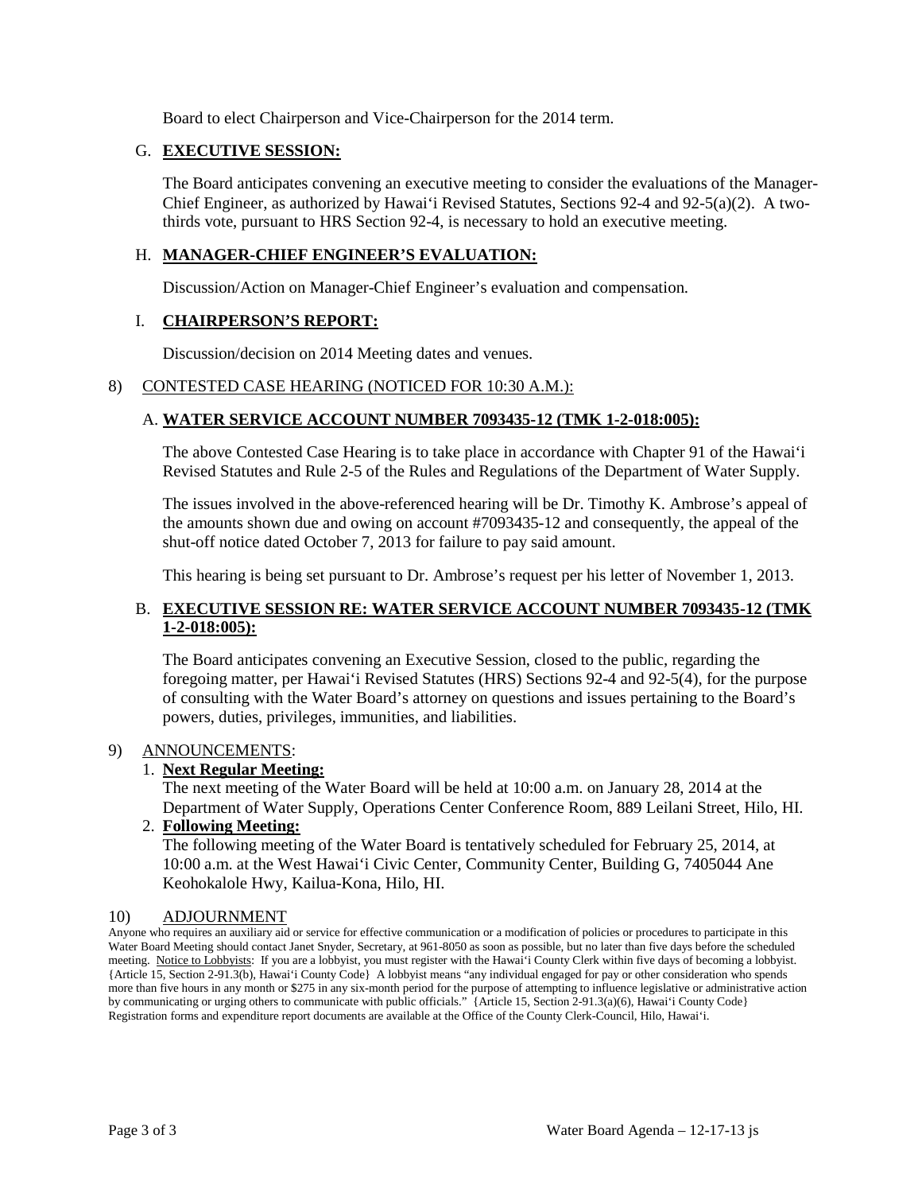Board to elect Chairperson and Vice-Chairperson for the 2014 term.

G. **EXECUTIVE SESSION:**

The Board anticipates convening an executive meeting to consider the evaluations of the Manager-Chief Engineer, as authorized by Hawai‘i Revised Statutes, Sections 92-4 and 92-5(a)(2). A two-thirds vote, pursuant to HRS Section 92-4, is necessary to hold an executive meeting.

H. **MANAGER-CHIEF ENGINEER’S EVALUATION:**

Discussion/Action on Manager-Chief Engineer’s evaluation and compensation.

I. **CHAIRPERSON’S REPORT:**

Discussion/decision on 2014 Meeting dates and venues.

8) CONTESTED CASE HEARING (NOTICED FOR 10:30 A.M.):

A. **WATER SERVICE ACCOUNT NUMBER 7093435-12 (TMK 1-2-018:005):**

The above Contested Case Hearing is to take place in accordance with Chapter 91 of the Hawai‘i Revised Statutes and Rule 2-5 of the Rules and Regulations of the Department of Water Supply.

The issues involved in the above-referenced hearing will be Dr. Timothy K. Ambrose’s appeal of the amounts shown due and owing on account #7093435-12 and consequently, the appeal of the shut-off notice dated October 7, 2013 for failure to pay said amount.

This hearing is being set pursuant to Dr. Ambrose’s request per his letter of November 1, 2013.

B. **EXECUTIVE SESSION RE: WATER SERVICE ACCOUNT NUMBER 7093435-12 (TMK 1-2-018:005):**

The Board anticipates convening an Executive Session, closed to the public, regarding the foregoing matter, per Hawai‘i Revised Statutes (HRS) Sections 92-4 and 92-5(4), for the purpose of consulting with the Water Board’s attorney on questions and issues pertaining to the Board’s powers, duties, privileges, immunities, and liabilities.

9) ANNOUNCEMENTS:

1. **Next Regular Meeting:**
   The next meeting of the Water Board will be held at 10:00 a.m. on January 28, 2014 at the Department of Water Supply, Operations Center Conference Room, 889 Leilani Street, Hilo, HI.
2. **Following Meeting:**
   The following meeting of the Water Board is tentatively scheduled for February 25, 2014, at 10:00 a.m. at the West Hawai‘i Civic Center, Community Center, Building G, 7405044 Ane Keohokalole Hwy, Kailua-Kona, Hilo, HI.

10) ADJOURNMENT

Anyone who requires an auxiliary aid or service for effective communication or a modification of policies or procedures to participate in this Water Board Meeting should contact Janet Snyder, Secretary, at 961-8050 as soon as possible, but no later than five days before the scheduled meeting. Notice to Lobbyists: If you are a lobbyist, you must register with the Hawai‘i County Clerk within five days of becoming a lobbyist. {Article 15, Section 2-91.3(b), Hawai‘i County Code} A lobbyist means “any individual engaged for pay or other consideration who spends more than five hours in any month or $275 in any six-month period for the purpose of attempting to influence legislative or administrative action by communicating or urging others to communicate with public officials.” {Article 15, Section 2-91.3(a)(6), Hawai‘i County Code} Registration forms and expenditure report documents are available at the Office of the County Clerk-Council, Hilo, Hawai‘i.